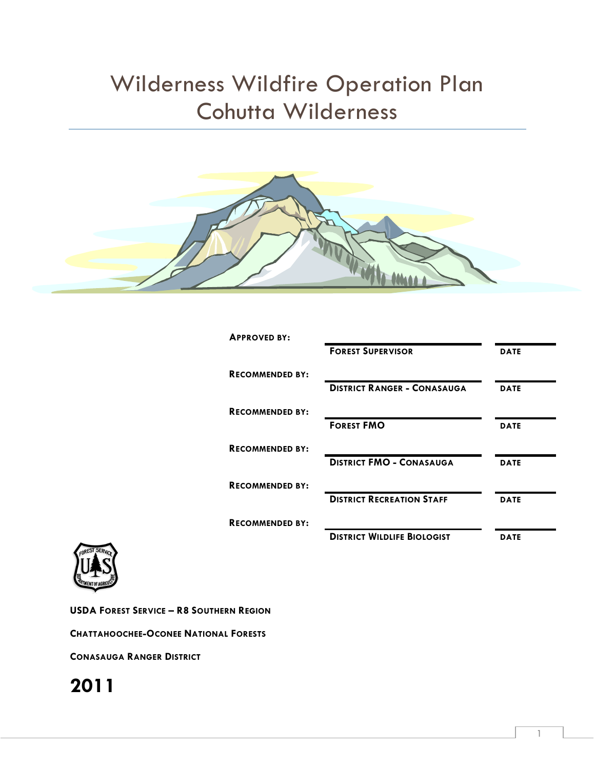# Wilderness Wildfire Operation Plan
# Cohutta Wilderness

**APPROVED BY:**

| | | |
|---|---|---|
| **APPROVED BY:** | **FOREST SUPERVISOR** | **DATE** |
| **RECOMMENDED BY:** | **DISTRICT RANGER - CONASAUGA** | **DATE** |
| **RECOMMENDED BY:** | **FOREST FMO** | **DATE** |
| **RECOMMENDED BY:** | **DISTRICT FMO - CONASAUGA** | **DATE** |
| **RECOMMENDED BY:** | **DISTRICT RECREATION STAFF** | **DATE** |
| **RECOMMENDED BY:** | **DISTRICT WILDLIFE BIOLOGIST** | **DATE** |

**USDA FOREST SERVICE – R8 SOUTHERN REGION**

**CHATTAHOOCHEE-OCONEE NATIONAL FORESTS**

**CONASAUGA RANGER DISTRICT**

**2011**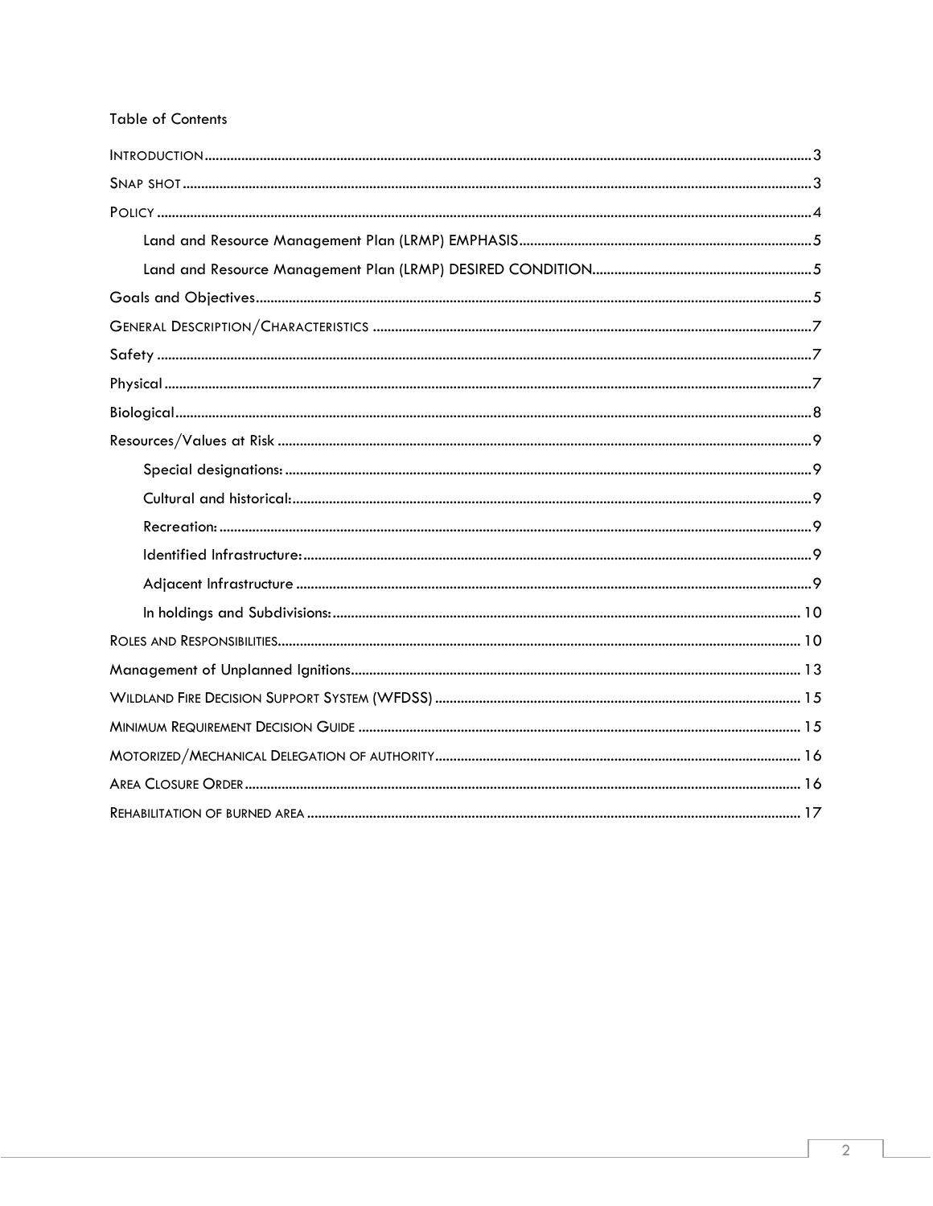Table of Contents

- Introduction ... 3
- Snap shot ... 3
- Policy ... 4
  - Land and Resource Management Plan (LRMP) EMPHASIS ... 5
  - Land and Resource Management Plan (LRMP) DESIRED CONDITION ... 5
- Goals and Objectives ... 5
- General Description/Characteristics ... 7
- Safety ... 7
- Physical ... 7
- Biological ... 8
- Resources/Values at Risk ... 9
  - Special designations: ... 9
  - Cultural and historical: ... 9
  - Recreation: ... 9
  - Identified Infrastructure: ... 9
  - Adjacent Infrastructure ... 9
  - In holdings and Subdivisions: ... 10
- Roles and Responsibilities ... 10
- Management of Unplanned Ignitions ... 13
- Wildland Fire Decision Support System (WFDSS) ... 15
- Minimum Requirement Decision Guide ... 15
- Motorized/Mechanical Delegation of authority ... 16
- Area Closure Order ... 16
- Rehabilitation of burned area ... 17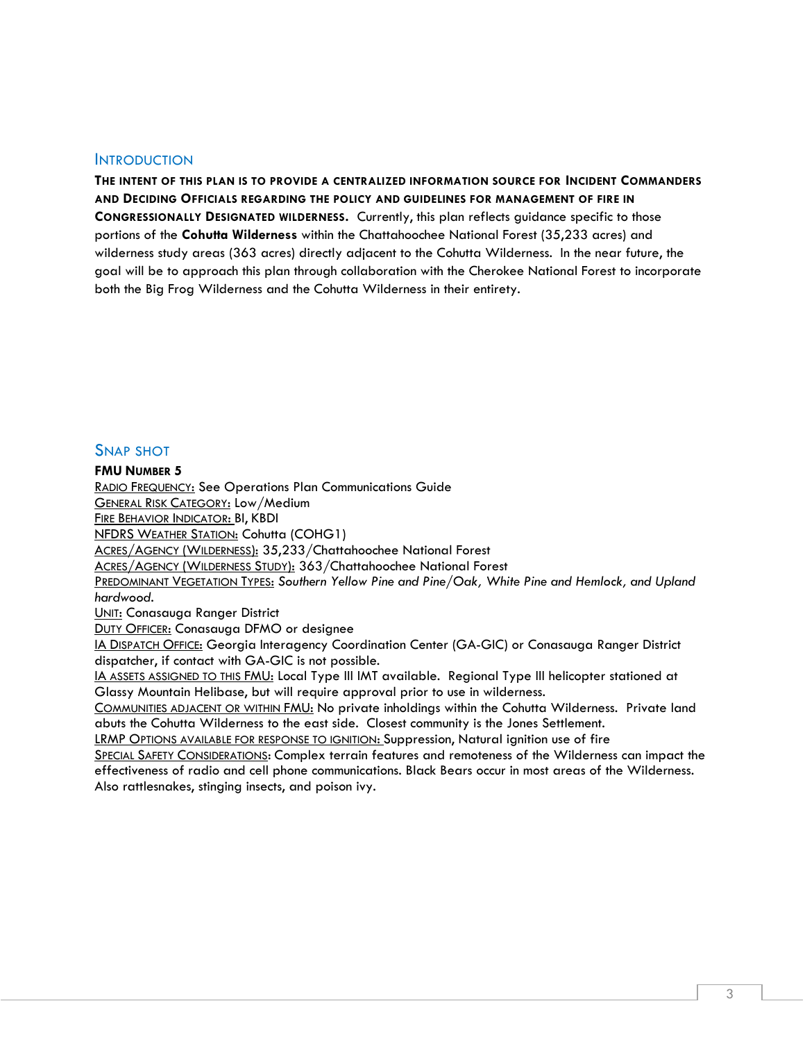## Introduction

**The intent of this plan is to provide a centralized information source for Incident Commanders and Deciding Officials regarding the policy and guidelines for management of fire in Congressionally Designated wilderness.** Currently, this plan reflects guidance specific to those portions of the **Cohutta Wilderness** within the Chattahoochee National Forest (35,233 acres) and wilderness study areas (363 acres) directly adjacent to the Cohutta Wilderness. In the near future, the goal will be to approach this plan through collaboration with the Cherokee National Forest to incorporate both the Big Frog Wilderness and the Cohutta Wilderness in their entirety.

## Snap Shot

**FMU Number 5**

Radio Frequency: See Operations Plan Communications Guide

General Risk Category: Low/Medium

Fire Behavior Indicator: BI, KBDI

NFDRS Weather Station: Cohutta (COHG1)

Acres/Agency (Wilderness): 35,233/Chattahoochee National Forest

Acres/Agency (Wilderness Study): 363/Chattahoochee National Forest

Predominant Vegetation Types: *Southern Yellow Pine and Pine/Oak, White Pine and Hemlock, and Upland hardwood.*

Unit: Conasauga Ranger District

Duty Officer: Conasauga DFMO or designee

IA Dispatch Office: Georgia Interagency Coordination Center (GA-GIC) or Conasauga Ranger District dispatcher, if contact with GA-GIC is not possible.

IA assets assigned to this FMU: Local Type III IMT available. Regional Type III helicopter stationed at Glassy Mountain Helibase, but will require approval prior to use in wilderness.

Communities adjacent or within FMU: No private inholdings within the Cohutta Wilderness. Private land abuts the Cohutta Wilderness to the east side. Closest community is the Jones Settlement.

LRMP Options available for response to ignition: Suppression, Natural ignition use of fire

Special Safety Considerations: Complex terrain features and remoteness of the Wilderness can impact the effectiveness of radio and cell phone communications. Black Bears occur in most areas of the Wilderness. Also rattlesnakes, stinging insects, and poison ivy.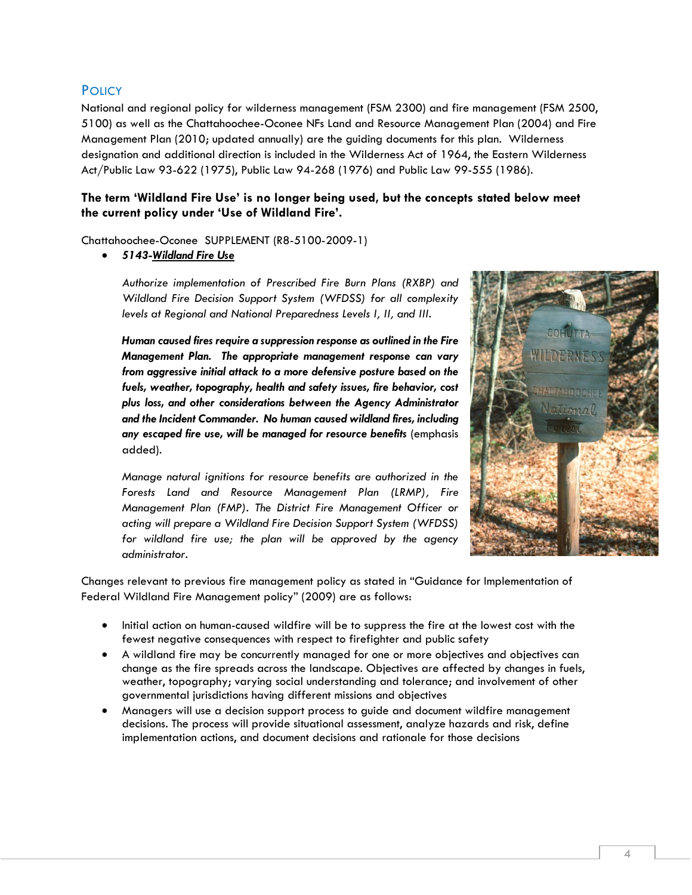## Policy

National and regional policy for wilderness management (FSM 2300) and fire management (FSM 2500, 5100) as well as the Chattahoochee-Oconee NFs Land and Resource Management Plan (2004) and Fire Management Plan (2010; updated annually) are the guiding documents for this plan. Wilderness designation and additional direction is included in the Wilderness Act of 1964, the Eastern Wilderness Act/Public Law 93-622 (1975), Public Law 94-268 (1976) and Public Law 99-555 (1986).

**The term 'Wildland Fire Use' is no longer being used, but the concepts stated below meet the current policy under 'Use of Wildland Fire'.**

Chattahoochee-Oconee SUPPLEMENT (R8-5100-2009-1)

- ***5143-Wildland Fire Use***

  *Authorize implementation of Prescribed Fire Burn Plans (RXBP) and Wildland Fire Decision Support System (WFDSS) for all complexity levels at Regional and National Preparedness Levels I, II, and III.*

  ***Human caused fires require a suppression response as outlined in the Fire Management Plan. The appropriate management response can vary from aggressive initial attack to a more defensive posture based on the fuels, weather, topography, health and safety issues, fire behavior, cost plus loss, and other considerations between the Agency Administrator and the Incident Commander. No human caused wildland fires, including any escaped fire use, will be managed for resource benefits*** (emphasis added).

  *Manage natural ignitions for resource benefits are authorized in the Forests Land and Resource Management Plan (LRMP), Fire Management Plan (FMP). The District Fire Management Officer or acting will prepare a Wildland Fire Decision Support System (WFDSS) for wildland fire use; the plan will be approved by the agency administrator.*

Changes relevant to previous fire management policy as stated in "Guidance for Implementation of Federal Wildland Fire Management policy" (2009) are as follows:

- Initial action on human-caused wildfire will be to suppress the fire at the lowest cost with the fewest negative consequences with respect to firefighter and public safety
- A wildland fire may be concurrently managed for one or more objectives and objectives can change as the fire spreads across the landscape. Objectives are affected by changes in fuels, weather, topography; varying social understanding and tolerance; and involvement of other governmental jurisdictions having different missions and objectives
- Managers will use a decision support process to guide and document wildfire management decisions. The process will provide situational assessment, analyze hazards and risk, define implementation actions, and document decisions and rationale for those decisions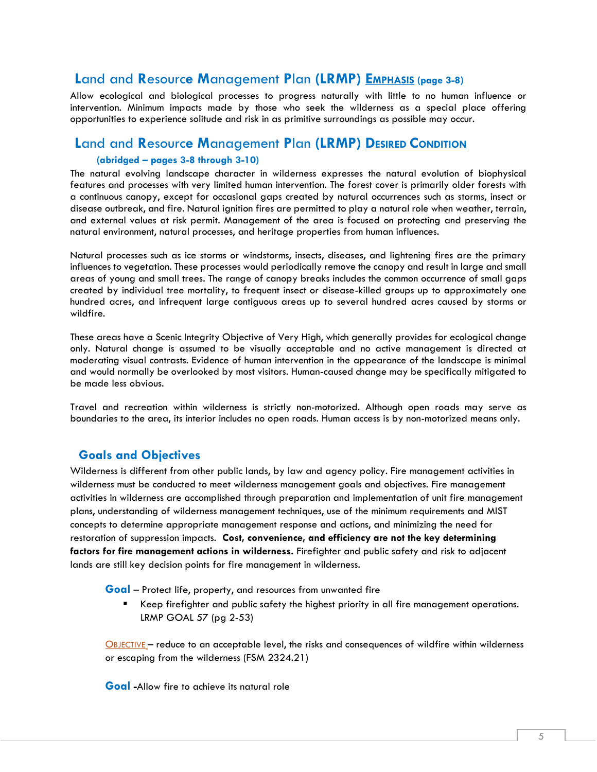## Land and Resource Management Plan (LRMP) Emphasis (page 3-8)

Allow ecological and biological processes to progress naturally with little to no human influence or intervention. Minimum impacts made by those who seek the wilderness as a special place offering opportunities to experience solitude and risk in as primitive surroundings as possible may occur.

## Land and Resource Management Plan (LRMP) Desired Condition

**(abridged – pages 3-8 through 3-10)**

The natural evolving landscape character in wilderness expresses the natural evolution of biophysical features and processes with very limited human intervention. The forest cover is primarily older forests with a continuous canopy, except for occasional gaps created by natural occurrences such as storms, insect or disease outbreak, and fire. Natural ignition fires are permitted to play a natural role when weather, terrain, and external values at risk permit. Management of the area is focused on protecting and preserving the natural environment, natural processes, and heritage properties from human influences.

Natural processes such as ice storms or windstorms, insects, diseases, and lightening fires are the primary influences to vegetation. These processes would periodically remove the canopy and result in large and small areas of young and small trees. The range of canopy breaks includes the common occurrence of small gaps created by individual tree mortality, to frequent insect or disease-killed groups up to approximately one hundred acres, and infrequent large contiguous areas up to several hundred acres caused by storms or wildfire.

These areas have a Scenic Integrity Objective of Very High, which generally provides for ecological change only. Natural change is assumed to be visually acceptable and no active management is directed at moderating visual contrasts. Evidence of human intervention in the appearance of the landscape is minimal and would normally be overlooked by most visitors. Human-caused change may be specifically mitigated to be made less obvious.

Travel and recreation within wilderness is strictly non-motorized. Although open roads may serve as boundaries to the area, its interior includes no open roads. Human access is by non-motorized means only.

## Goals and Objectives

Wilderness is different from other public lands, by law and agency policy. Fire management activities in wilderness must be conducted to meet wilderness management goals and objectives. Fire management activities in wilderness are accomplished through preparation and implementation of unit fire management plans, understanding of wilderness management techniques, use of the minimum requirements and MIST concepts to determine appropriate management response and actions, and minimizing the need for restoration of suppression impacts. **Cost, convenience, and efficiency are not the key determining factors for fire management actions in wilderness.** Firefighter and public safety and risk to adjacent lands are still key decision points for fire management in wilderness.

**Goal** – Protect life, property, and resources from unwanted fire

- Keep firefighter and public safety the highest priority in all fire management operations. LRMP GOAL 57 (pg 2-53)

Objective – reduce to an acceptable level, the risks and consequences of wildfire within wilderness or escaping from the wilderness (FSM 2324.21)

**Goal** -Allow fire to achieve its natural role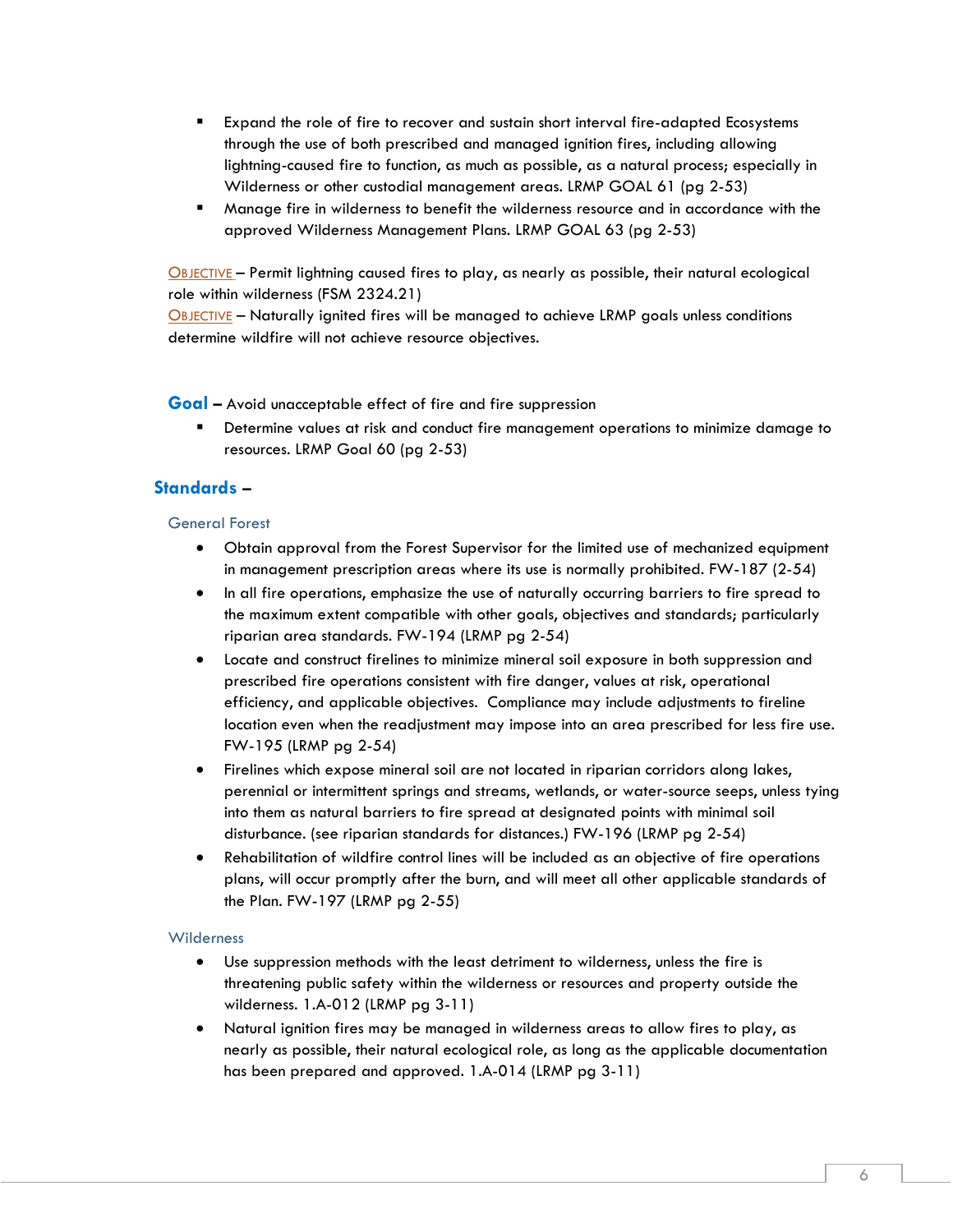- Expand the role of fire to recover and sustain short interval fire-adapted Ecosystems through the use of both prescribed and managed ignition fires, including allowing lightning-caused fire to function, as much as possible, as a natural process; especially in Wilderness or other custodial management areas. LRMP GOAL 61 (pg 2-53)
- Manage fire in wilderness to benefit the wilderness resource and in accordance with the approved Wilderness Management Plans. LRMP GOAL 63 (pg 2-53)

OBJECTIVE – Permit lightning caused fires to play, as nearly as possible, their natural ecological role within wilderness (FSM 2324.21)
OBJECTIVE – Naturally ignited fires will be managed to achieve LRMP goals unless conditions determine wildfire will not achieve resource objectives.

**Goal** – Avoid unacceptable effect of fire and fire suppression

- Determine values at risk and conduct fire management operations to minimize damage to resources. LRMP Goal 60 (pg 2-53)

## Standards –

### General Forest

- Obtain approval from the Forest Supervisor for the limited use of mechanized equipment in management prescription areas where its use is normally prohibited. FW-187 (2-54)
- In all fire operations, emphasize the use of naturally occurring barriers to fire spread to the maximum extent compatible with other goals, objectives and standards; particularly riparian area standards. FW-194 (LRMP pg 2-54)
- Locate and construct firelines to minimize mineral soil exposure in both suppression and prescribed fire operations consistent with fire danger, values at risk, operational efficiency, and applicable objectives. Compliance may include adjustments to fireline location even when the readjustment may impose into an area prescribed for less fire use. FW-195 (LRMP pg 2-54)
- Firelines which expose mineral soil are not located in riparian corridors along lakes, perennial or intermittent springs and streams, wetlands, or water-source seeps, unless tying into them as natural barriers to fire spread at designated points with minimal soil disturbance. (see riparian standards for distances.) FW-196 (LRMP pg 2-54)
- Rehabilitation of wildfire control lines will be included as an objective of fire operations plans, will occur promptly after the burn, and will meet all other applicable standards of the Plan. FW-197 (LRMP pg 2-55)

### Wilderness

- Use suppression methods with the least detriment to wilderness, unless the fire is threatening public safety within the wilderness or resources and property outside the wilderness. 1.A-012 (LRMP pg 3-11)
- Natural ignition fires may be managed in wilderness areas to allow fires to play, as nearly as possible, their natural ecological role, as long as the applicable documentation has been prepared and approved. 1.A-014 (LRMP pg 3-11)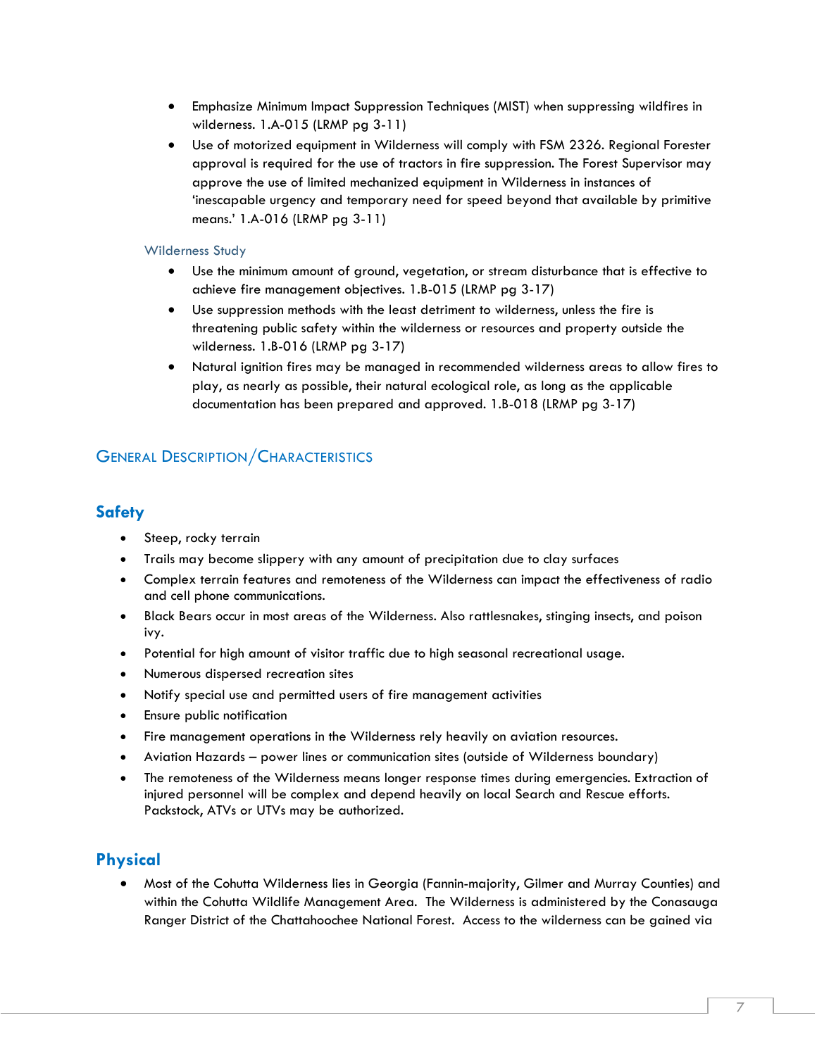- Emphasize Minimum Impact Suppression Techniques (MIST) when suppressing wildfires in wilderness. 1.A-015 (LRMP pg 3-11)
- Use of motorized equipment in Wilderness will comply with FSM 2326. Regional Forester approval is required for the use of tractors in fire suppression. The Forest Supervisor may approve the use of limited mechanized equipment in Wilderness in instances of 'inescapable urgency and temporary need for speed beyond that available by primitive means.' 1.A-016 (LRMP pg 3-11)

#### Wilderness Study

- Use the minimum amount of ground, vegetation, or stream disturbance that is effective to achieve fire management objectives. 1.B-015 (LRMP pg 3-17)
- Use suppression methods with the least detriment to wilderness, unless the fire is threatening public safety within the wilderness or resources and property outside the wilderness. 1.B-016 (LRMP pg 3-17)
- Natural ignition fires may be managed in recommended wilderness areas to allow fires to play, as nearly as possible, their natural ecological role, as long as the applicable documentation has been prepared and approved. 1.B-018 (LRMP pg 3-17)

## General Description/Characteristics

### Safety

- Steep, rocky terrain
- Trails may become slippery with any amount of precipitation due to clay surfaces
- Complex terrain features and remoteness of the Wilderness can impact the effectiveness of radio and cell phone communications.
- Black Bears occur in most areas of the Wilderness. Also rattlesnakes, stinging insects, and poison ivy.
- Potential for high amount of visitor traffic due to high seasonal recreational usage.
- Numerous dispersed recreation sites
- Notify special use and permitted users of fire management activities
- Ensure public notification
- Fire management operations in the Wilderness rely heavily on aviation resources.
- Aviation Hazards – power lines or communication sites (outside of Wilderness boundary)
- The remoteness of the Wilderness means longer response times during emergencies. Extraction of injured personnel will be complex and depend heavily on local Search and Rescue efforts. Packstock, ATVs or UTVs may be authorized.

### Physical

- Most of the Cohutta Wilderness lies in Georgia (Fannin-majority, Gilmer and Murray Counties) and within the Cohutta Wildlife Management Area. The Wilderness is administered by the Conasauga Ranger District of the Chattahoochee National Forest. Access to the wilderness can be gained via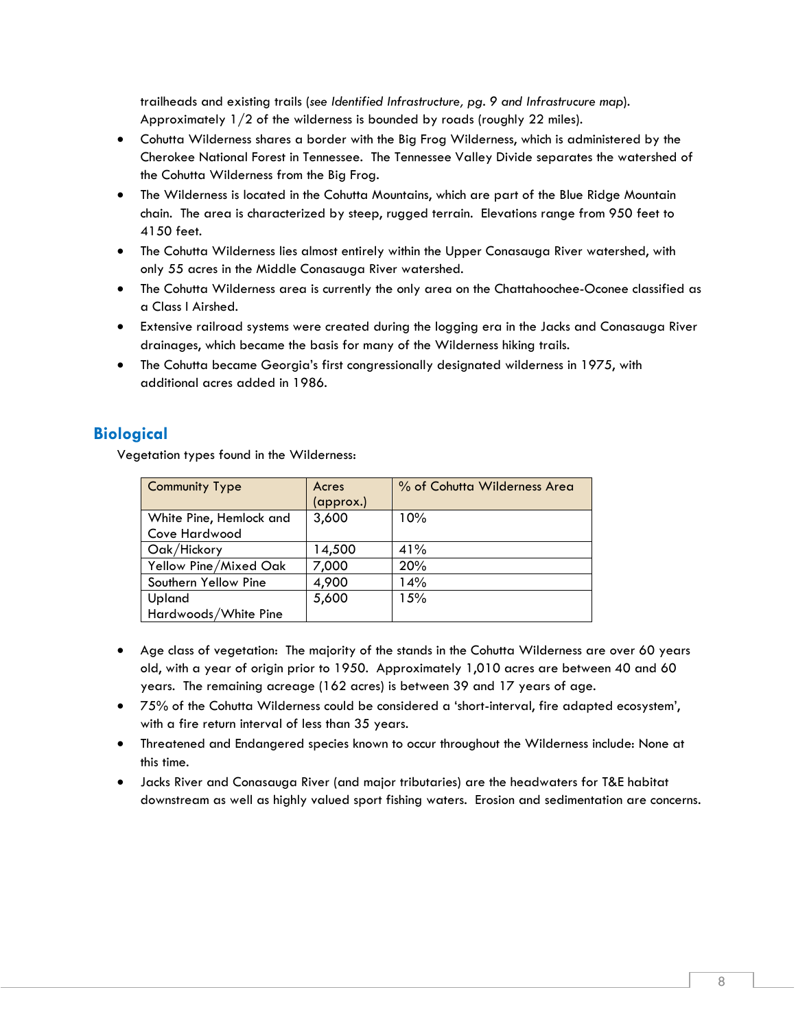trailheads and existing trails (*see Identified Infrastructure, pg. 9 and Infrastrucure map*). Approximately 1/2 of the wilderness is bounded by roads (roughly 22 miles).

- Cohutta Wilderness shares a border with the Big Frog Wilderness, which is administered by the Cherokee National Forest in Tennessee. The Tennessee Valley Divide separates the watershed of the Cohutta Wilderness from the Big Frog.
- The Wilderness is located in the Cohutta Mountains, which are part of the Blue Ridge Mountain chain. The area is characterized by steep, rugged terrain. Elevations range from 950 feet to 4150 feet.
- The Cohutta Wilderness lies almost entirely within the Upper Conasauga River watershed, with only 55 acres in the Middle Conasauga River watershed.
- The Cohutta Wilderness area is currently the only area on the Chattahoochee-Oconee classified as a Class I Airshed.
- Extensive railroad systems were created during the logging era in the Jacks and Conasauga River drainages, which became the basis for many of the Wilderness hiking trails.
- The Cohutta became Georgia's first congressionally designated wilderness in 1975, with additional acres added in 1986.

## Biological

Vegetation types found in the Wilderness:

| Community Type | Acres (approx.) | % of Cohutta Wilderness Area |
|---|---|---|
| White Pine, Hemlock and Cove Hardwood | 3,600 | 10% |
| Oak/Hickory | 14,500 | 41% |
| Yellow Pine/Mixed Oak | 7,000 | 20% |
| Southern Yellow Pine | 4,900 | 14% |
| Upland Hardwoods/White Pine | 5,600 | 15% |

- Age class of vegetation: The majority of the stands in the Cohutta Wilderness are over 60 years old, with a year of origin prior to 1950. Approximately 1,010 acres are between 40 and 60 years. The remaining acreage (162 acres) is between 39 and 17 years of age.
- 75% of the Cohutta Wilderness could be considered a 'short-interval, fire adapted ecosystem', with a fire return interval of less than 35 years.
- Threatened and Endangered species known to occur throughout the Wilderness include: None at this time.
- Jacks River and Conasauga River (and major tributaries) are the headwaters for T&E habitat downstream as well as highly valued sport fishing waters. Erosion and sedimentation are concerns.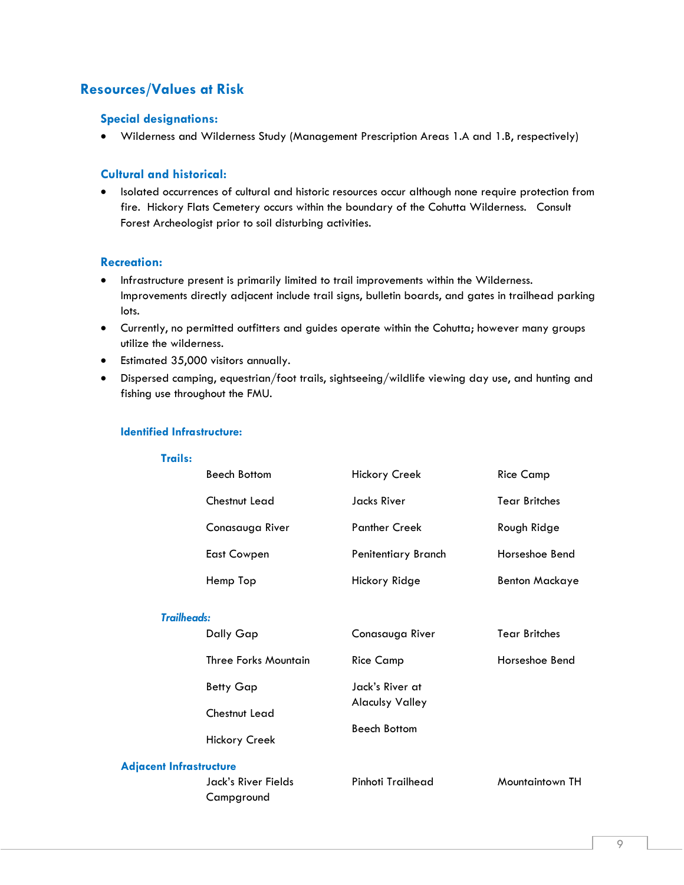## Resources/Values at Risk

### Special designations:

- Wilderness and Wilderness Study (Management Prescription Areas 1.A and 1.B, respectively)

### Cultural and historical:

- Isolated occurrences of cultural and historic resources occur although none require protection from fire. Hickory Flats Cemetery occurs within the boundary of the Cohutta Wilderness. Consult Forest Archeologist prior to soil disturbing activities.

### Recreation:

- Infrastructure present is primarily limited to trail improvements within the Wilderness. Improvements directly adjacent include trail signs, bulletin boards, and gates in trailhead parking lots.
- Currently, no permitted outfitters and guides operate within the Cohutta; however many groups utilize the wilderness.
- Estimated 35,000 visitors annually.
- Dispersed camping, equestrian/foot trails, sightseeing/wildlife viewing day use, and hunting and fishing use throughout the FMU.

#### Identified Infrastructure:

**Trails:**

| | | |
|---|---|---|
| Beech Bottom | Hickory Creek | Rice Camp |
| Chestnut Lead | Jacks River | Tear Britches |
| Conasauga River | Panther Creek | Rough Ridge |
| East Cowpen | Penitentiary Branch | Horseshoe Bend |
| Hemp Top | Hickory Ridge | Benton Mackaye |

***Trailheads:***

| | | |
|---|---|---|
| Dally Gap | Conasauga River | Tear Britches |
| Three Forks Mountain | Rice Camp | Horseshoe Bend |
| Betty Gap | Jack's River at Alaculsy Valley | |
| Chestnut Lead | Beech Bottom | |
| Hickory Creek | | |

#### Adjacent Infrastructure

| | | |
|---|---|---|
| Jack's River Fields Campground | Pinhoti Trailhead | Mountaintown TH |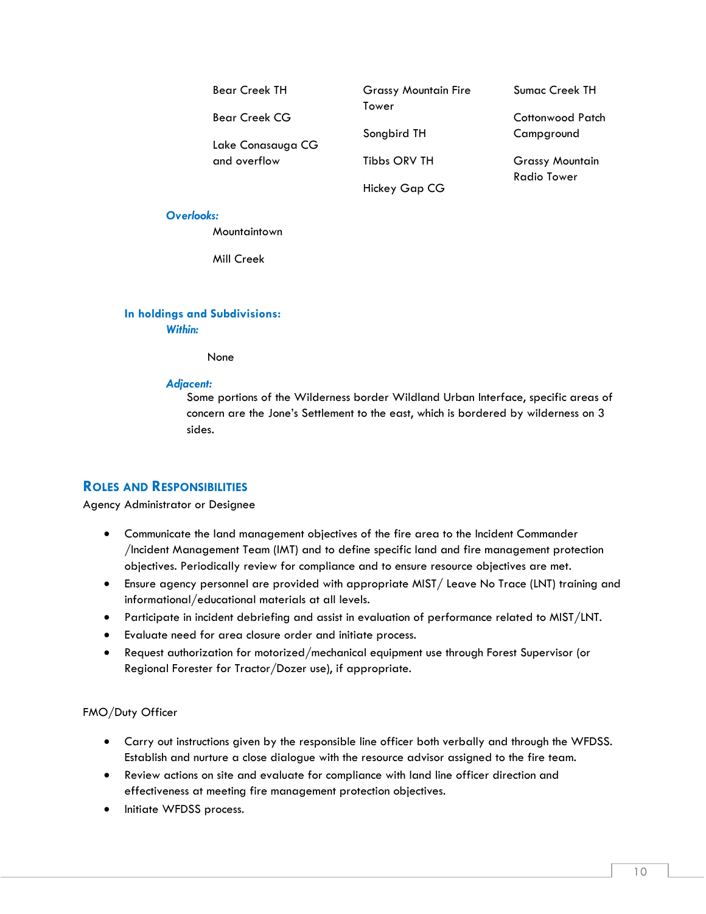Bear Creek TH

Bear Creek CG

Lake Conasauga CG and overflow

Grassy Mountain Fire Tower

Songbird TH

Tibbs ORV TH

Hickey Gap CG

Sumac Creek TH

Cottonwood Patch Campground

Grassy Mountain Radio Tower

***Overlooks:***

Mountaintown

Mill Creek

### In holdings and Subdivisions:

***Within:***

None

***Adjacent:***

Some portions of the Wilderness border Wildland Urban Interface, specific areas of concern are the Jone's Settlement to the east, which is bordered by wilderness on 3 sides.

## Roles and Responsibilities

Agency Administrator or Designee

- Communicate the land management objectives of the fire area to the Incident Commander /Incident Management Team (IMT) and to define specific land and fire management protection objectives. Periodically review for compliance and to ensure resource objectives are met.
- Ensure agency personnel are provided with appropriate MIST/ Leave No Trace (LNT) training and informational/educational materials at all levels.
- Participate in incident debriefing and assist in evaluation of performance related to MIST/LNT.
- Evaluate need for area closure order and initiate process.
- Request authorization for motorized/mechanical equipment use through Forest Supervisor (or Regional Forester for Tractor/Dozer use), if appropriate.

FMO/Duty Officer

- Carry out instructions given by the responsible line officer both verbally and through the WFDSS. Establish and nurture a close dialogue with the resource advisor assigned to the fire team.
- Review actions on site and evaluate for compliance with land line officer direction and effectiveness at meeting fire management protection objectives.
- Initiate WFDSS process.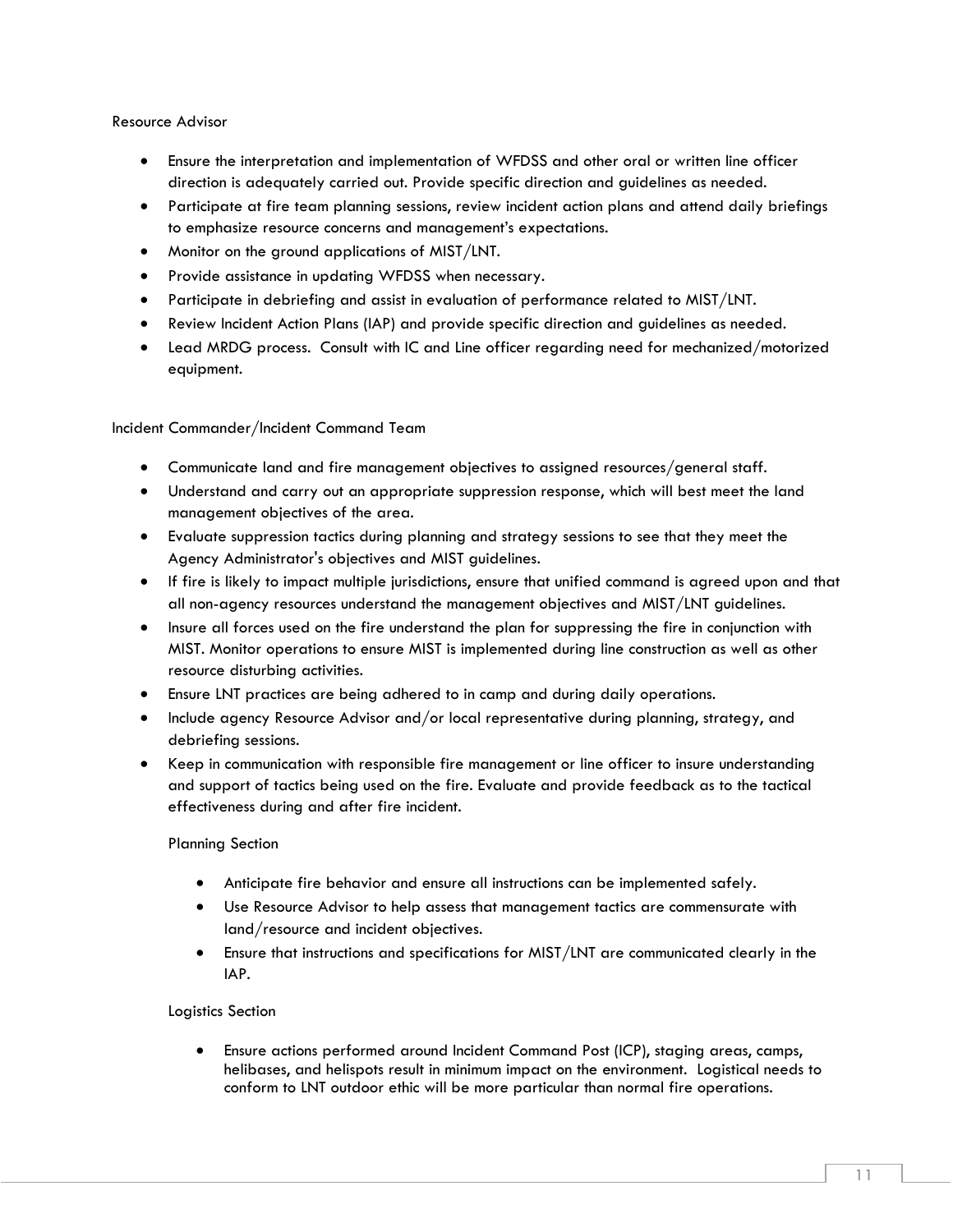Resource Advisor

- Ensure the interpretation and implementation of WFDSS and other oral or written line officer direction is adequately carried out. Provide specific direction and guidelines as needed.
- Participate at fire team planning sessions, review incident action plans and attend daily briefings to emphasize resource concerns and management's expectations.
- Monitor on the ground applications of MIST/LNT.
- Provide assistance in updating WFDSS when necessary.
- Participate in debriefing and assist in evaluation of performance related to MIST/LNT.
- Review Incident Action Plans (IAP) and provide specific direction and guidelines as needed.
- Lead MRDG process. Consult with IC and Line officer regarding need for mechanized/motorized equipment.

Incident Commander/Incident Command Team

- Communicate land and fire management objectives to assigned resources/general staff.
- Understand and carry out an appropriate suppression response, which will best meet the land management objectives of the area.
- Evaluate suppression tactics during planning and strategy sessions to see that they meet the Agency Administrator's objectives and MIST guidelines.
- If fire is likely to impact multiple jurisdictions, ensure that unified command is agreed upon and that all non-agency resources understand the management objectives and MIST/LNT guidelines.
- Insure all forces used on the fire understand the plan for suppressing the fire in conjunction with MIST. Monitor operations to ensure MIST is implemented during line construction as well as other resource disturbing activities.
- Ensure LNT practices are being adhered to in camp and during daily operations.
- Include agency Resource Advisor and/or local representative during planning, strategy, and debriefing sessions.
- Keep in communication with responsible fire management or line officer to insure understanding and support of tactics being used on the fire. Evaluate and provide feedback as to the tactical effectiveness during and after fire incident.

  Planning Section

  - Anticipate fire behavior and ensure all instructions can be implemented safely.
  - Use Resource Advisor to help assess that management tactics are commensurate with land/resource and incident objectives.
  - Ensure that instructions and specifications for MIST/LNT are communicated clearly in the IAP.

  Logistics Section

  - Ensure actions performed around Incident Command Post (ICP), staging areas, camps, helibases, and helispots result in minimum impact on the environment. Logistical needs to conform to LNT outdoor ethic will be more particular than normal fire operations.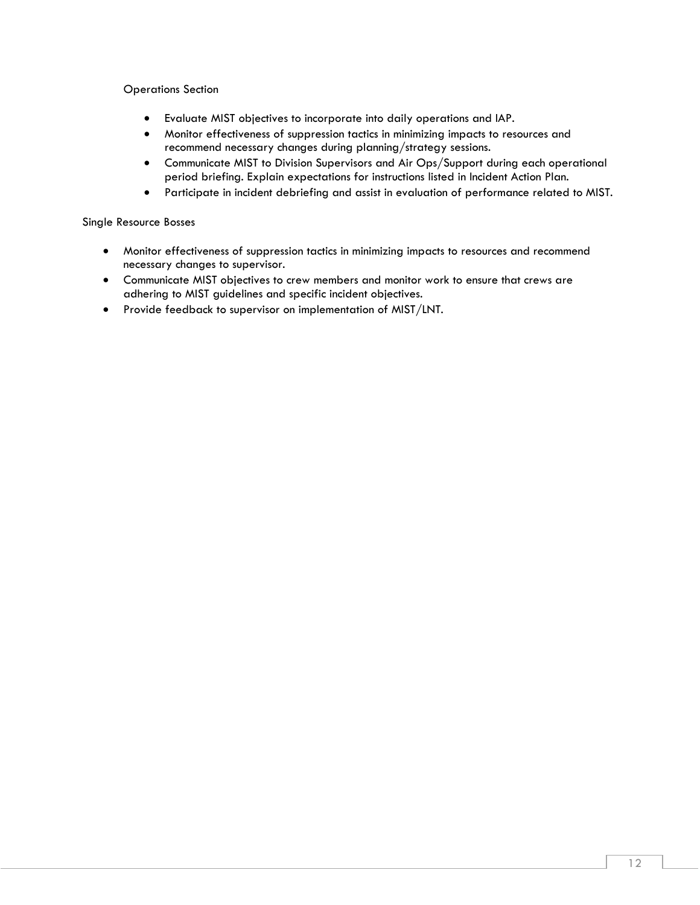Operations Section

- Evaluate MIST objectives to incorporate into daily operations and IAP.
- Monitor effectiveness of suppression tactics in minimizing impacts to resources and recommend necessary changes during planning/strategy sessions.
- Communicate MIST to Division Supervisors and Air Ops/Support during each operational period briefing. Explain expectations for instructions listed in Incident Action Plan.
- Participate in incident debriefing and assist in evaluation of performance related to MIST.

Single Resource Bosses

- Monitor effectiveness of suppression tactics in minimizing impacts to resources and recommend necessary changes to supervisor.
- Communicate MIST objectives to crew members and monitor work to ensure that crews are adhering to MIST guidelines and specific incident objectives.
- Provide feedback to supervisor on implementation of MIST/LNT.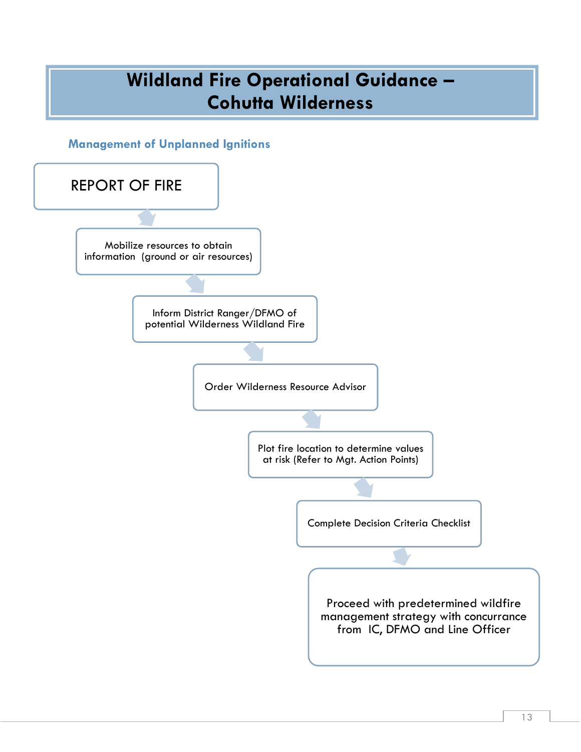# Wildland Fire Operational Guidance – Cohutta Wilderness

## Management of Unplanned Ignitions

REPORT OF FIRE

Mobilize resources to obtain information (ground or air resources)

Inform District Ranger/DFMO of potential Wilderness Wildland Fire

Order Wilderness Resource Advisor

Plot fire location to determine values at risk (Refer to Mgt. Action Points)

Complete Decision Criteria Checklist

Proceed with predetermined wildfire management strategy with concurrance from IC, DFMO and Line Officer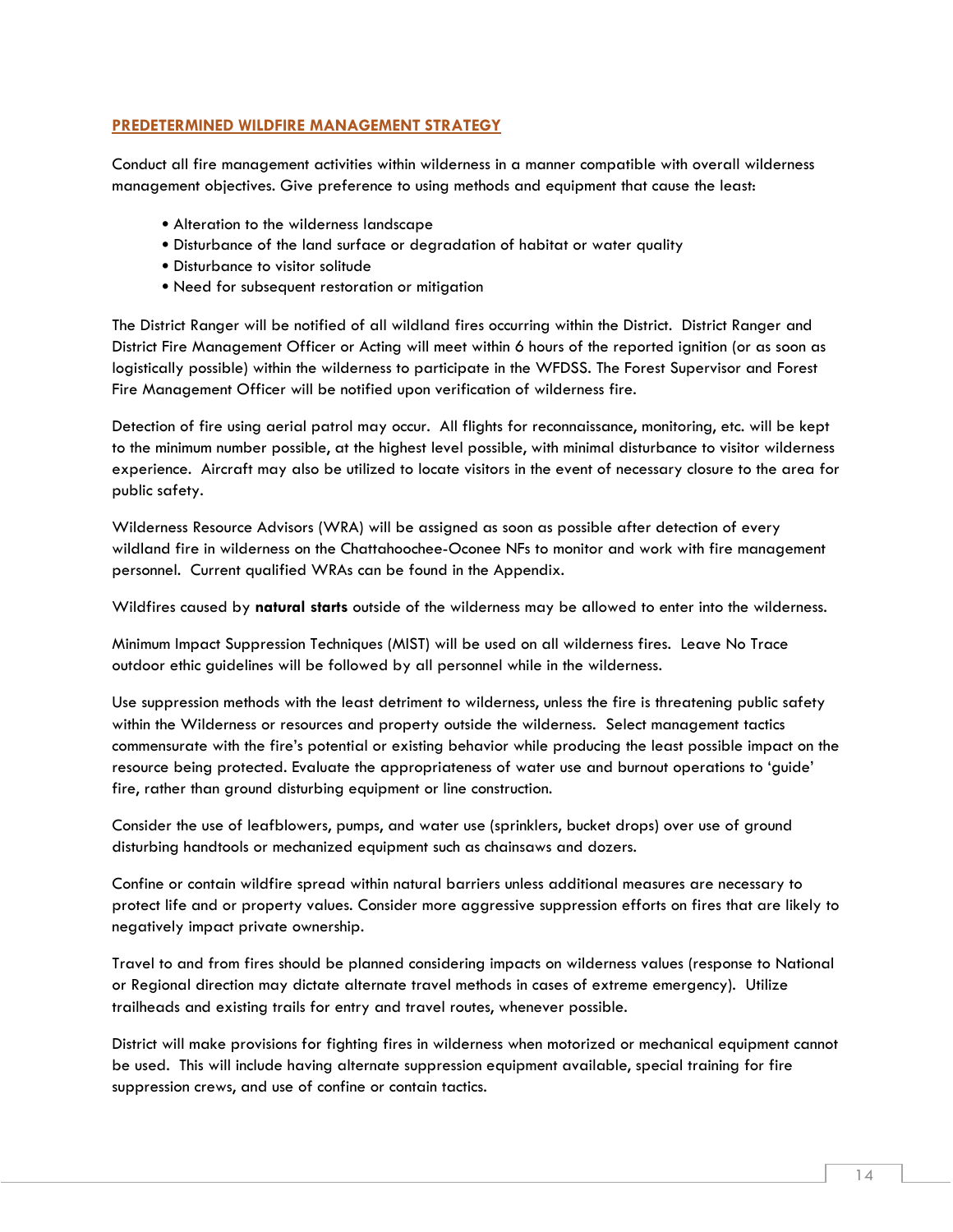## PREDETERMINED WILDFIRE MANAGEMENT STRATEGY

Conduct all fire management activities within wilderness in a manner compatible with overall wilderness management objectives. Give preference to using methods and equipment that cause the least:

- Alteration to the wilderness landscape
- Disturbance of the land surface or degradation of habitat or water quality
- Disturbance to visitor solitude
- Need for subsequent restoration or mitigation

The District Ranger will be notified of all wildland fires occurring within the District. District Ranger and District Fire Management Officer or Acting will meet within 6 hours of the reported ignition (or as soon as logistically possible) within the wilderness to participate in the WFDSS. The Forest Supervisor and Forest Fire Management Officer will be notified upon verification of wilderness fire.

Detection of fire using aerial patrol may occur. All flights for reconnaissance, monitoring, etc. will be kept to the minimum number possible, at the highest level possible, with minimal disturbance to visitor wilderness experience. Aircraft may also be utilized to locate visitors in the event of necessary closure to the area for public safety.

Wilderness Resource Advisors (WRA) will be assigned as soon as possible after detection of every wildland fire in wilderness on the Chattahoochee-Oconee NFs to monitor and work with fire management personnel. Current qualified WRAs can be found in the Appendix.

Wildfires caused by **natural starts** outside of the wilderness may be allowed to enter into the wilderness.

Minimum Impact Suppression Techniques (MIST) will be used on all wilderness fires. Leave No Trace outdoor ethic guidelines will be followed by all personnel while in the wilderness.

Use suppression methods with the least detriment to wilderness, unless the fire is threatening public safety within the Wilderness or resources and property outside the wilderness. Select management tactics commensurate with the fire's potential or existing behavior while producing the least possible impact on the resource being protected. Evaluate the appropriateness of water use and burnout operations to 'guide' fire, rather than ground disturbing equipment or line construction.

Consider the use of leafblowers, pumps, and water use (sprinklers, bucket drops) over use of ground disturbing handtools or mechanized equipment such as chainsaws and dozers.

Confine or contain wildfire spread within natural barriers unless additional measures are necessary to protect life and or property values. Consider more aggressive suppression efforts on fires that are likely to negatively impact private ownership.

Travel to and from fires should be planned considering impacts on wilderness values (response to National or Regional direction may dictate alternate travel methods in cases of extreme emergency). Utilize trailheads and existing trails for entry and travel routes, whenever possible.

District will make provisions for fighting fires in wilderness when motorized or mechanical equipment cannot be used. This will include having alternate suppression equipment available, special training for fire suppression crews, and use of confine or contain tactics.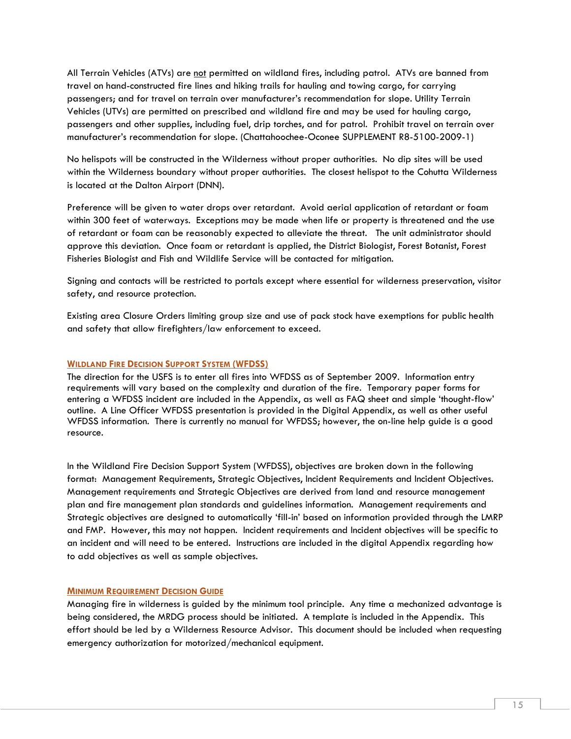All Terrain Vehicles (ATVs) are <u>not</u> permitted on wildland fires, including patrol. ATVs are banned from travel on hand-constructed fire lines and hiking trails for hauling and towing cargo, for carrying passengers; and for travel on terrain over manufacturer's recommendation for slope. Utility Terrain Vehicles (UTVs) are permitted on prescribed and wildland fire and may be used for hauling cargo, passengers and other supplies, including fuel, drip torches, and for patrol. Prohibit travel on terrain over manufacturer's recommendation for slope. (Chattahoochee-Oconee SUPPLEMENT R8-5100-2009-1)

No helispots will be constructed in the Wilderness without proper authorities. No dip sites will be used within the Wilderness boundary without proper authorities. The closest helispot to the Cohutta Wilderness is located at the Dalton Airport (DNN).

Preference will be given to water drops over retardant. Avoid aerial application of retardant or foam within 300 feet of waterways. Exceptions may be made when life or property is threatened and the use of retardant or foam can be reasonably expected to alleviate the threat. The unit administrator should approve this deviation. Once foam or retardant is applied, the District Biologist, Forest Botanist, Forest Fisheries Biologist and Fish and Wildlife Service will be contacted for mitigation.

Signing and contacts will be restricted to portals except where essential for wilderness preservation, visitor safety, and resource protection.

Existing area Closure Orders limiting group size and use of pack stock have exemptions for public health and safety that allow firefighters/law enforcement to exceed.

## Wildland Fire Decision Support System (WFDSS)

The direction for the USFS is to enter all fires into WFDSS as of September 2009. Information entry requirements will vary based on the complexity and duration of the fire. Temporary paper forms for entering a WFDSS incident are included in the Appendix, as well as FAQ sheet and simple 'thought-flow' outline. A Line Officer WFDSS presentation is provided in the Digital Appendix, as well as other useful WFDSS information. There is currently no manual for WFDSS; however, the on-line help guide is a good resource.

In the Wildland Fire Decision Support System (WFDSS), objectives are broken down in the following format: Management Requirements, Strategic Objectives, Incident Requirements and Incident Objectives. Management requirements and Strategic Objectives are derived from land and resource management plan and fire management plan standards and guidelines information. Management requirements and Strategic objectives are designed to automatically 'fill-in' based on information provided through the LMRP and FMP. However, this may not happen. Incident requirements and Incident objectives will be specific to an incident and will need to be entered. Instructions are included in the digital Appendix regarding how to add objectives as well as sample objectives.

## Minimum Requirement Decision Guide

Managing fire in wilderness is guided by the minimum tool principle. Any time a mechanized advantage is being considered, the MRDG process should be initiated. A template is included in the Appendix. This effort should be led by a Wilderness Resource Advisor. This document should be included when requesting emergency authorization for motorized/mechanical equipment.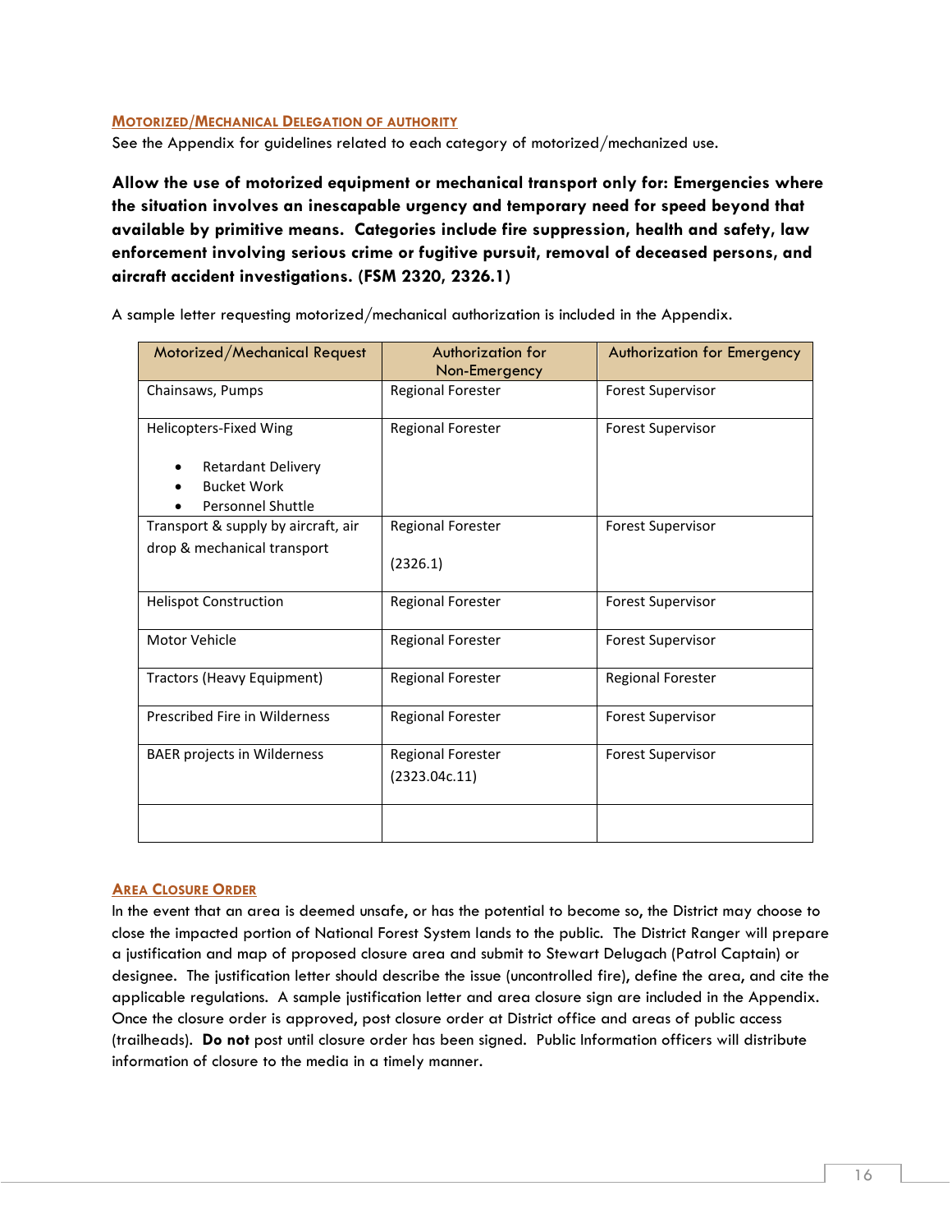### MOTORIZED/MECHANICAL DELEGATION OF AUTHORITY

See the Appendix for guidelines related to each category of motorized/mechanized use.

**Allow the use of motorized equipment or mechanical transport only for: Emergencies where the situation involves an inescapable urgency and temporary need for speed beyond that available by primitive means. Categories include fire suppression, health and safety, law enforcement involving serious crime or fugitive pursuit, removal of deceased persons, and aircraft accident investigations. (FSM 2320, 2326.1)**

A sample letter requesting motorized/mechanical authorization is included in the Appendix.

| Motorized/Mechanical Request | Authorization for Non-Emergency | Authorization for Emergency |
|---|---|---|
| Chainsaws, Pumps | Regional Forester | Forest Supervisor |
| Helicopters-Fixed Wing<br>• Retardant Delivery<br>• Bucket Work<br>• Personnel Shuttle | Regional Forester | Forest Supervisor |
| Transport & supply by aircraft, air drop & mechanical transport | Regional Forester<br>(2326.1) | Forest Supervisor |
| Helispot Construction | Regional Forester | Forest Supervisor |
| Motor Vehicle | Regional Forester | Forest Supervisor |
| Tractors (Heavy Equipment) | Regional Forester | Regional Forester |
| Prescribed Fire in Wilderness | Regional Forester | Forest Supervisor |
| BAER projects in Wilderness | Regional Forester<br>(2323.04c.11) | Forest Supervisor |
| | | |

### AREA CLOSURE ORDER

In the event that an area is deemed unsafe, or has the potential to become so, the District may choose to close the impacted portion of National Forest System lands to the public. The District Ranger will prepare a justification and map of proposed closure area and submit to Stewart Delugach (Patrol Captain) or designee. The justification letter should describe the issue (uncontrolled fire), define the area, and cite the applicable regulations. A sample justification letter and area closure sign are included in the Appendix. Once the closure order is approved, post closure order at District office and areas of public access (trailheads). **Do not** post until closure order has been signed. Public Information officers will distribute information of closure to the media in a timely manner.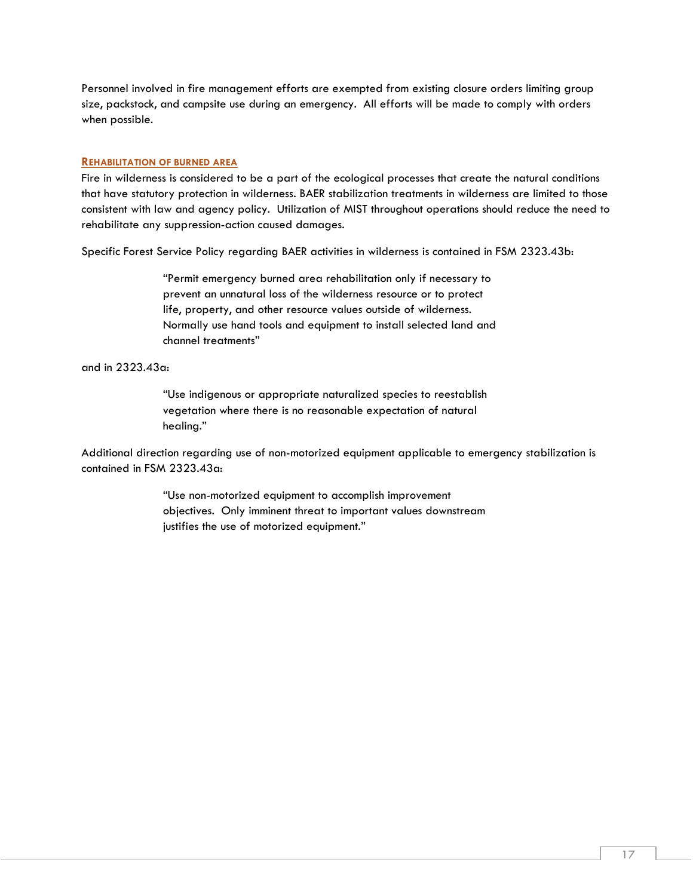Personnel involved in fire management efforts are exempted from existing closure orders limiting group size, packstock, and campsite use during an emergency. All efforts will be made to comply with orders when possible.

### REHABILITATION OF BURNED AREA

Fire in wilderness is considered to be a part of the ecological processes that create the natural conditions that have statutory protection in wilderness. BAER stabilization treatments in wilderness are limited to those consistent with law and agency policy. Utilization of MIST throughout operations should reduce the need to rehabilitate any suppression-action caused damages.

Specific Forest Service Policy regarding BAER activities in wilderness is contained in FSM 2323.43b:

> "Permit emergency burned area rehabilitation only if necessary to prevent an unnatural loss of the wilderness resource or to protect life, property, and other resource values outside of wilderness. Normally use hand tools and equipment to install selected land and channel treatments"

and in 2323.43a:

> "Use indigenous or appropriate naturalized species to reestablish vegetation where there is no reasonable expectation of natural healing."

Additional direction regarding use of non-motorized equipment applicable to emergency stabilization is contained in FSM 2323.43a:

> "Use non-motorized equipment to accomplish improvement objectives. Only imminent threat to important values downstream justifies the use of motorized equipment."